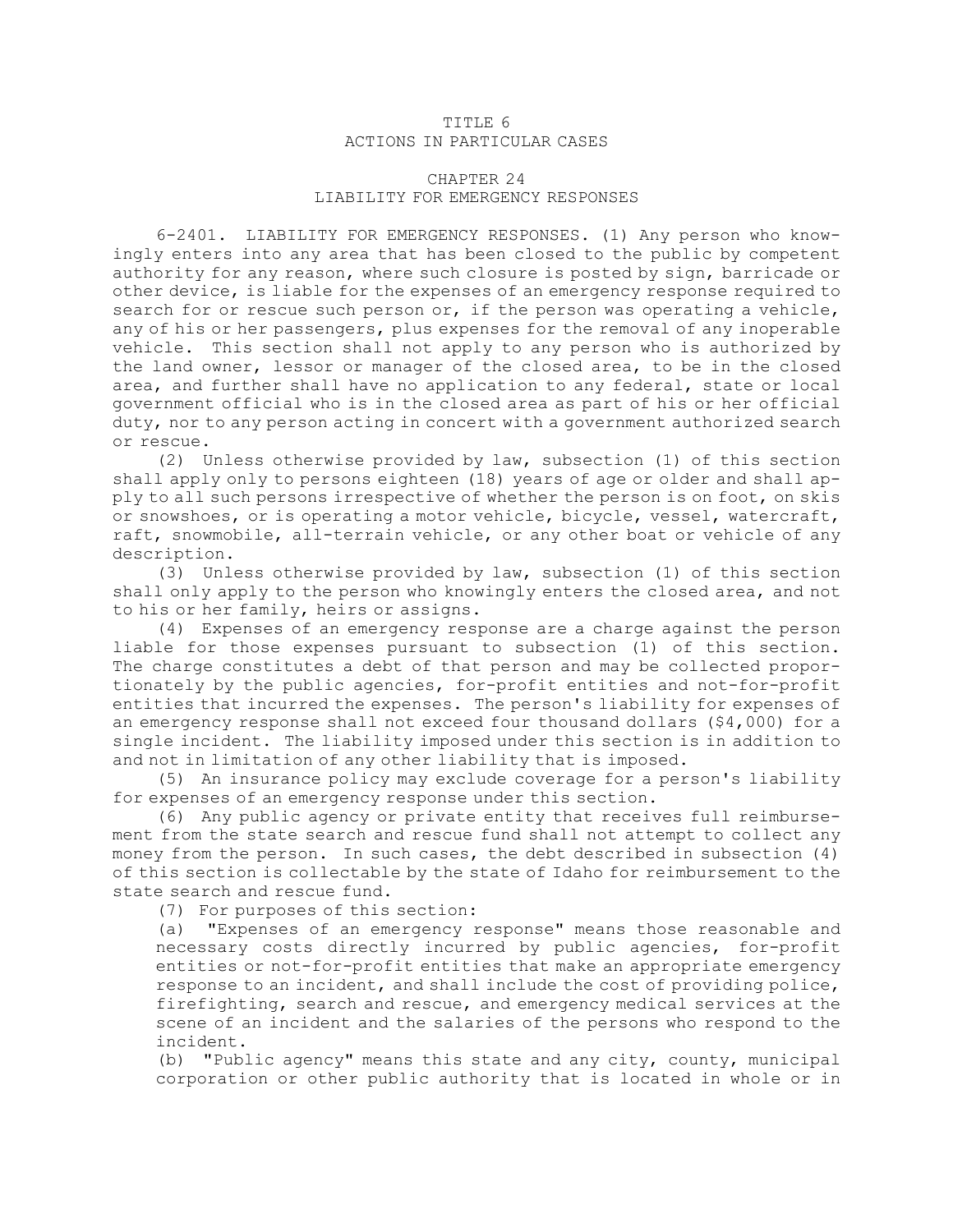# TITLE 6
# ACTIONS IN PARTICULAR CASES

## CHAPTER 24
## LIABILITY FOR EMERGENCY RESPONSES

6-2401. LIABILITY FOR EMERGENCY RESPONSES. (1) Any person who knowingly enters into any area that has been closed to the public by competent authority for any reason, where such closure is posted by sign, barricade or other device, is liable for the expenses of an emergency response required to search for or rescue such person or, if the person was operating a vehicle, any of his or her passengers, plus expenses for the removal of any inoperable vehicle. This section shall not apply to any person who is authorized by the land owner, lessor or manager of the closed area, to be in the closed area, and further shall have no application to any federal, state or local government official who is in the closed area as part of his or her official duty, nor to any person acting in concert with a government authorized search or rescue.

(2) Unless otherwise provided by law, subsection (1) of this section shall apply only to persons eighteen (18) years of age or older and shall apply to all such persons irrespective of whether the person is on foot, on skis or snowshoes, or is operating a motor vehicle, bicycle, vessel, watercraft, raft, snowmobile, all-terrain vehicle, or any other boat or vehicle of any description.

(3) Unless otherwise provided by law, subsection (1) of this section shall only apply to the person who knowingly enters the closed area, and not to his or her family, heirs or assigns.

(4) Expenses of an emergency response are a charge against the person liable for those expenses pursuant to subsection (1) of this section. The charge constitutes a debt of that person and may be collected proportionately by the public agencies, for-profit entities and not-for-profit entities that incurred the expenses. The person's liability for expenses of an emergency response shall not exceed four thousand dollars ($4,000) for a single incident. The liability imposed under this section is in addition to and not in limitation of any other liability that is imposed.

(5) An insurance policy may exclude coverage for a person's liability for expenses of an emergency response under this section.

(6) Any public agency or private entity that receives full reimbursement from the state search and rescue fund shall not attempt to collect any money from the person. In such cases, the debt described in subsection (4) of this section is collectable by the state of Idaho for reimbursement to the state search and rescue fund.

(7) For purposes of this section:

(a) "Expenses of an emergency response" means those reasonable and necessary costs directly incurred by public agencies, for-profit entities or not-for-profit entities that make an appropriate emergency response to an incident, and shall include the cost of providing police, firefighting, search and rescue, and emergency medical services at the scene of an incident and the salaries of the persons who respond to the incident.

(b) "Public agency" means this state and any city, county, municipal corporation or other public authority that is located in whole or in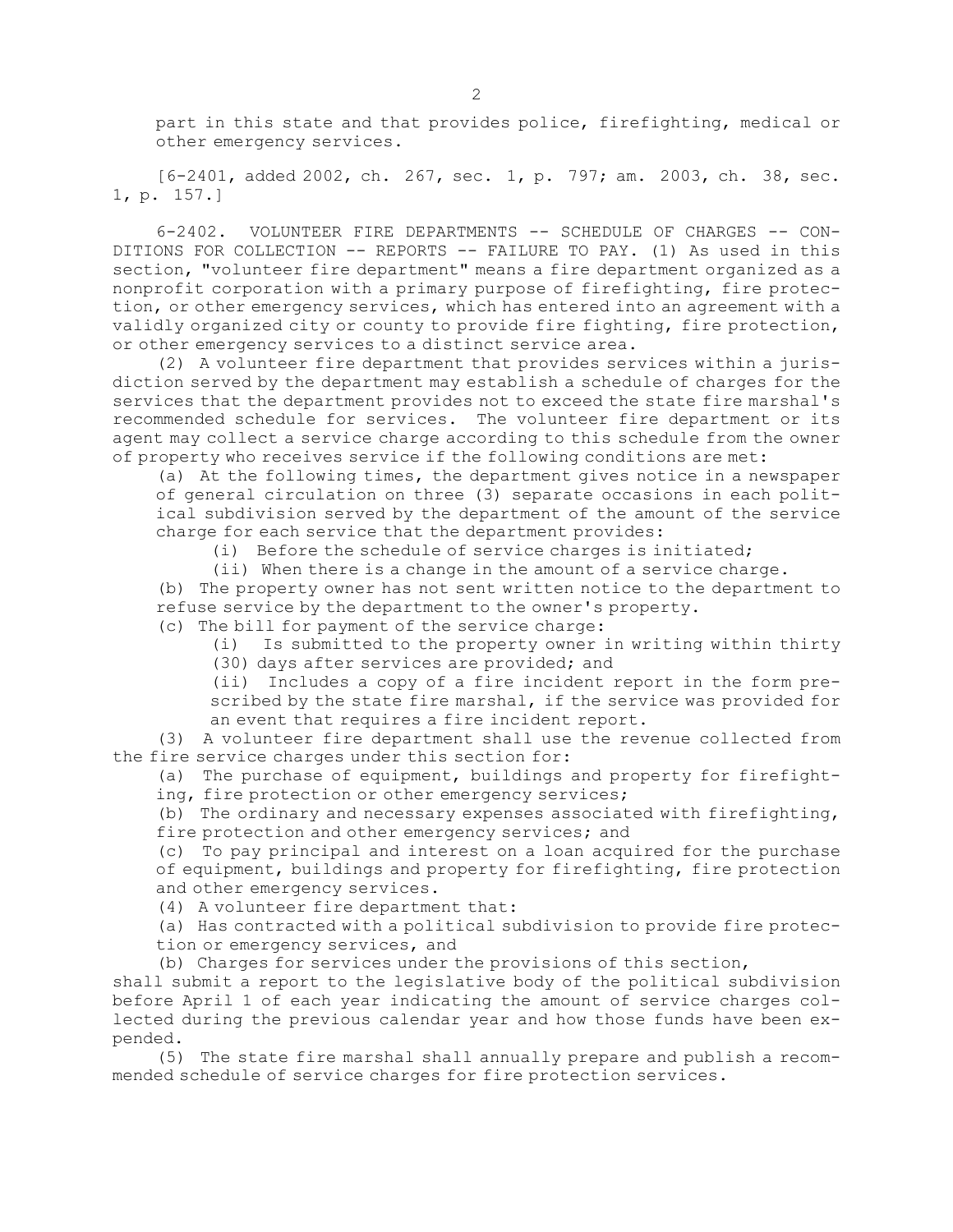part in this state and that provides police, firefighting, medical or other emergency services.

[6-2401, added 2002, ch. 267, sec. 1, p. 797; am. 2003, ch. 38, sec. 1, p. 157.]

6-2402. VOLUNTEER FIRE DEPARTMENTS -- SCHEDULE OF CHARGES -- CONDITIONS FOR COLLECTION -- REPORTS -- FAILURE TO PAY. (1) As used in this section, "volunteer fire department" means a fire department organized as a nonprofit corporation with a primary purpose of firefighting, fire protection, or other emergency services, which has entered into an agreement with a validly organized city or county to provide fire fighting, fire protection, or other emergency services to a distinct service area.

(2) A volunteer fire department that provides services within a jurisdiction served by the department may establish a schedule of charges for the services that the department provides not to exceed the state fire marshal's recommended schedule for services. The volunteer fire department or its agent may collect a service charge according to this schedule from the owner of property who receives service if the following conditions are met:

(a) At the following times, the department gives notice in a newspaper of general circulation on three (3) separate occasions in each political subdivision served by the department of the amount of the service charge for each service that the department provides:

(i) Before the schedule of service charges is initiated;

(ii) When there is a change in the amount of a service charge.

(b) The property owner has not sent written notice to the department to refuse service by the department to the owner's property.

(c) The bill for payment of the service charge:

(i) Is submitted to the property owner in writing within thirty (30) days after services are provided; and

(ii) Includes a copy of a fire incident report in the form prescribed by the state fire marshal, if the service was provided for an event that requires a fire incident report.

(3) A volunteer fire department shall use the revenue collected from the fire service charges under this section for:

(a) The purchase of equipment, buildings and property for firefighting, fire protection or other emergency services;

(b) The ordinary and necessary expenses associated with firefighting, fire protection and other emergency services; and

(c) To pay principal and interest on a loan acquired for the purchase of equipment, buildings and property for firefighting, fire protection and other emergency services.

(4) A volunteer fire department that:

(a) Has contracted with a political subdivision to provide fire protection or emergency services, and

(b) Charges for services under the provisions of this section,

shall submit a report to the legislative body of the political subdivision before April 1 of each year indicating the amount of service charges collected during the previous calendar year and how those funds have been expended.

(5) The state fire marshal shall annually prepare and publish a recommended schedule of service charges for fire protection services.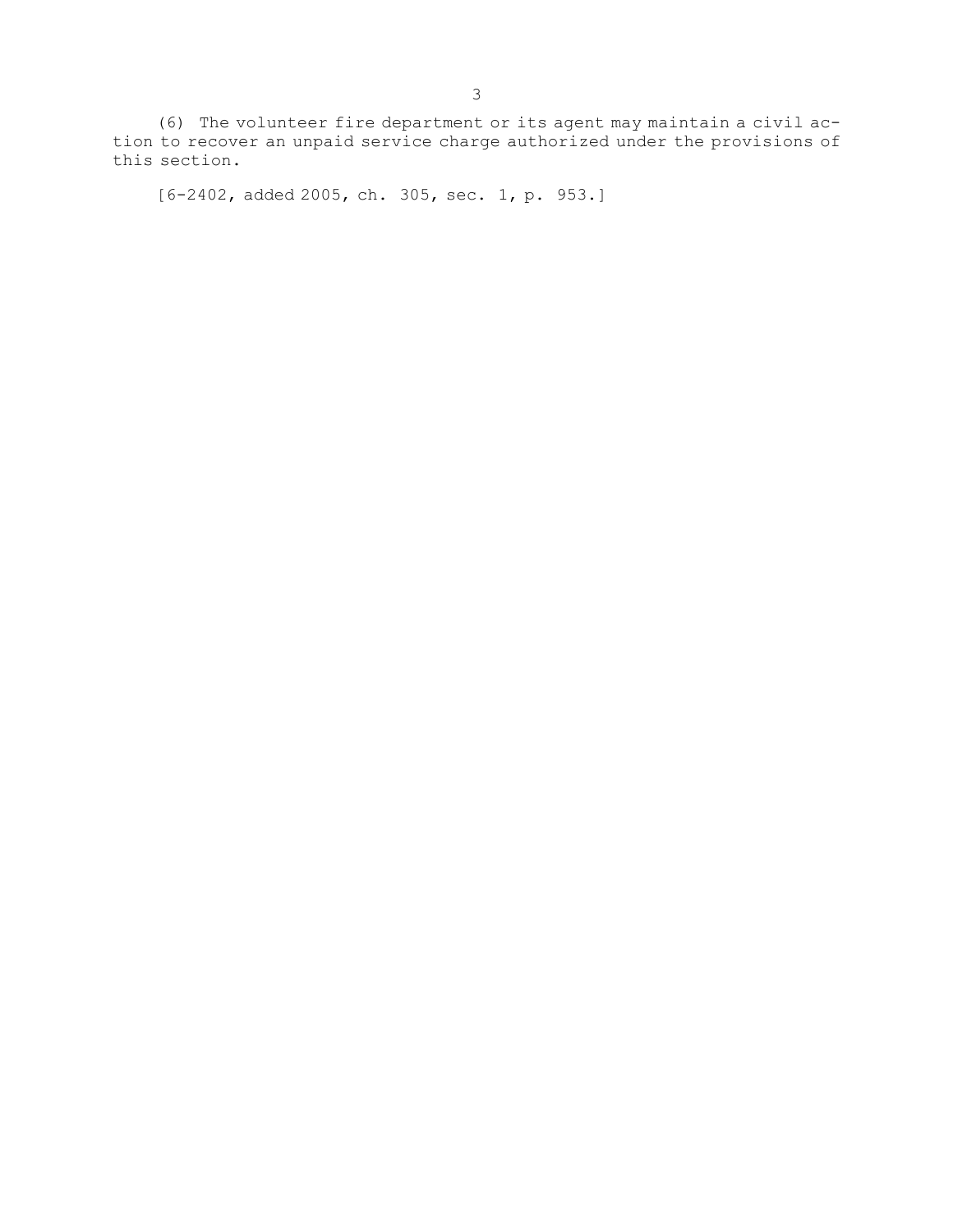(6) The volunteer fire department or its agent may maintain a civil action to recover an unpaid service charge authorized under the provisions of this section.

[6-2402, added 2005, ch. 305, sec. 1, p. 953.]